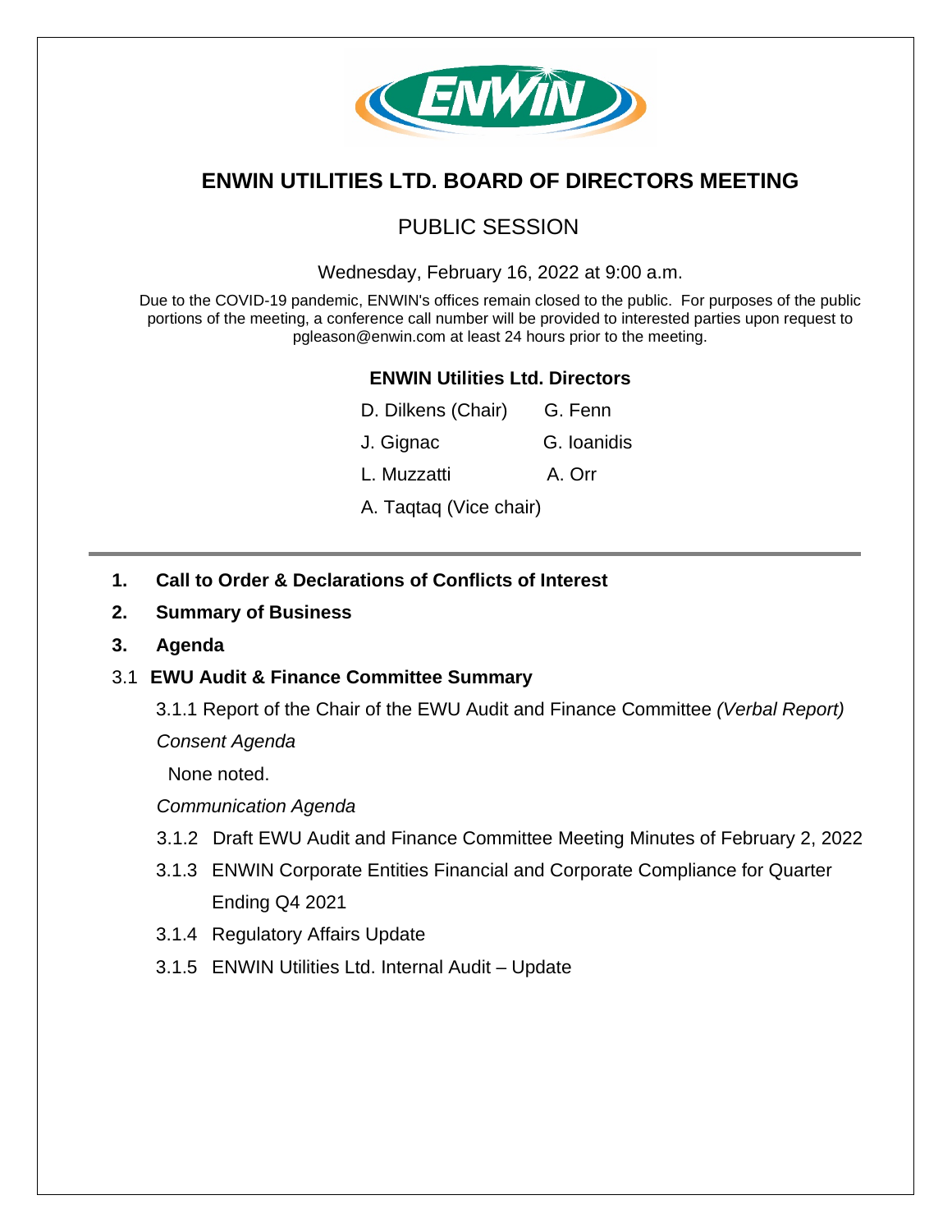# ENWIN UTILITIES LTD. BOARD OF DIRECTORS MEETING

## PUBLIC SESSION

Wednesday, February 16, 2022 at 9:00 a.m.

Due to the COVID-19 pandemic, ENWIN's offices remain closed to the public. For purposes of the public portions of the meeting, a conference call number will be provided to interested parties upon request to pgleason@enwin.com at least 24 hours prior to the meeting.

### ENWIN Utilities Ltd. Directors

D. Dilkens (Chair) G. Fenn

J. Gignac G. Ioanidis

L. Muzzatti A. Orr

A. Taqtaq (Vice chair)

---

**1. Call to Order & Declarations of Conflicts of Interest**

**2. Summary of Business**

**3. Agenda**

3.1 **EWU Audit & Finance Committee Summary**

3.1.1 Report of the Chair of the EWU Audit and Finance Committee *(Verbal Report)*

*Consent Agenda*

None noted.

*Communication Agenda*

3.1.2 Draft EWU Audit and Finance Committee Meeting Minutes of February 2, 2022

3.1.3 ENWIN Corporate Entities Financial and Corporate Compliance for Quarter Ending Q4 2021

3.1.4 Regulatory Affairs Update

3.1.5 ENWIN Utilities Ltd. Internal Audit – Update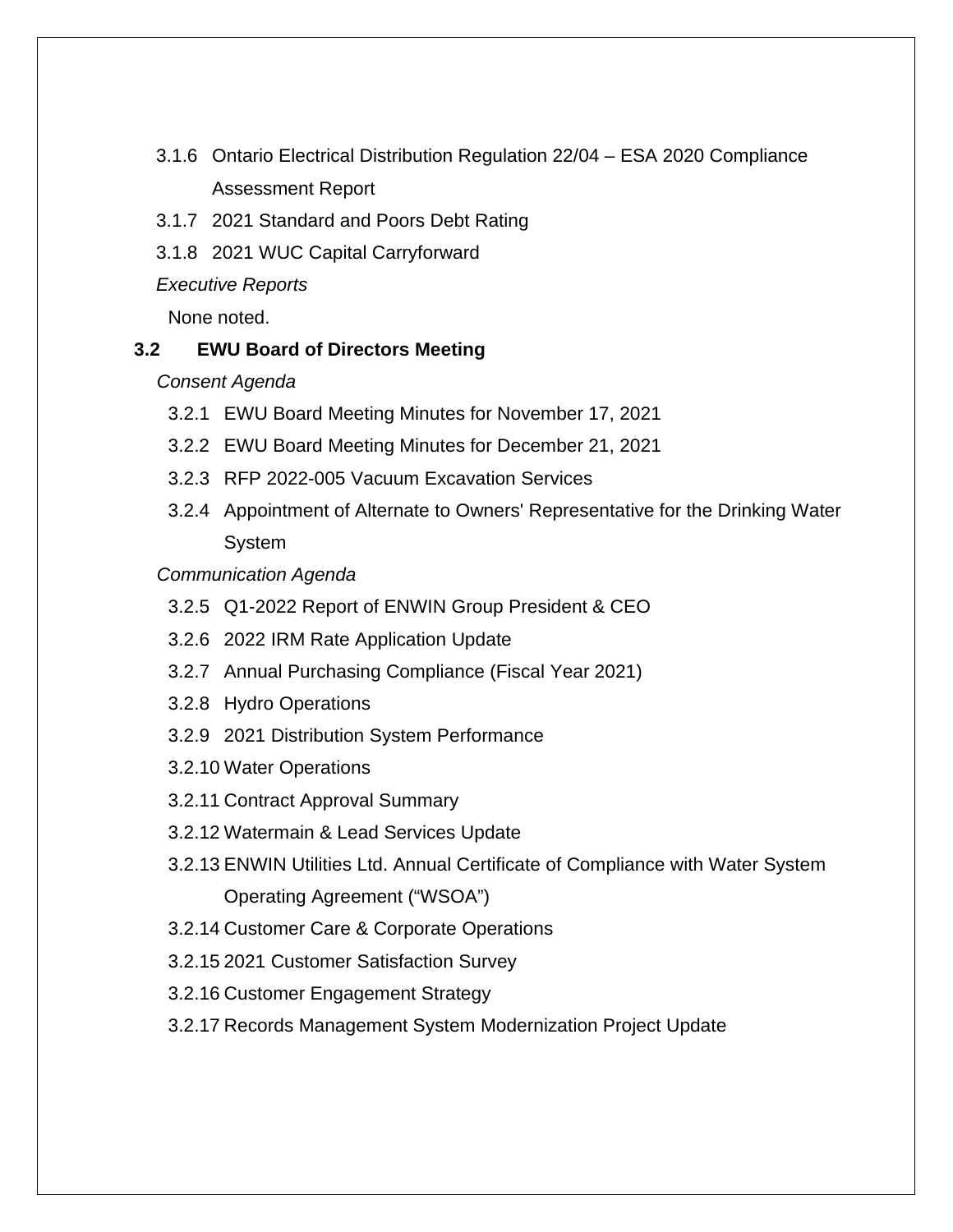3.1.6 Ontario Electrical Distribution Regulation 22/04 – ESA 2020 Compliance Assessment Report

3.1.7 2021 Standard and Poors Debt Rating

3.1.8 2021 WUC Capital Carryforward

*Executive Reports*

None noted.

### 3.2 EWU Board of Directors Meeting

*Consent Agenda*

3.2.1 EWU Board Meeting Minutes for November 17, 2021

3.2.2 EWU Board Meeting Minutes for December 21, 2021

3.2.3 RFP 2022-005 Vacuum Excavation Services

3.2.4 Appointment of Alternate to Owners' Representative for the Drinking Water System

*Communication Agenda*

3.2.5 Q1-2022 Report of ENWIN Group President & CEO

3.2.6 2022 IRM Rate Application Update

3.2.7 Annual Purchasing Compliance (Fiscal Year 2021)

3.2.8 Hydro Operations

3.2.9 2021 Distribution System Performance

3.2.10 Water Operations

3.2.11 Contract Approval Summary

3.2.12 Watermain & Lead Services Update

3.2.13 ENWIN Utilities Ltd. Annual Certificate of Compliance with Water System Operating Agreement (“WSOA”)

3.2.14 Customer Care & Corporate Operations

3.2.15 2021 Customer Satisfaction Survey

3.2.16 Customer Engagement Strategy

3.2.17 Records Management System Modernization Project Update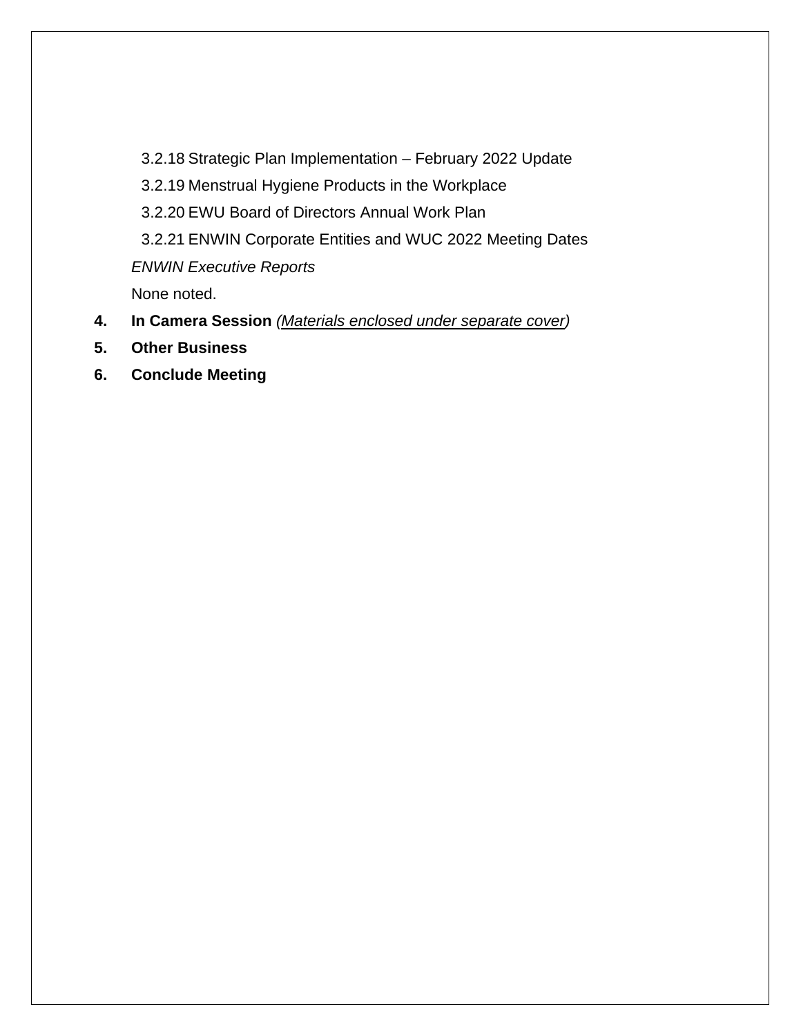3.2.18 Strategic Plan Implementation – February 2022 Update

3.2.19 Menstrual Hygiene Products in the Workplace

3.2.20 EWU Board of Directors Annual Work Plan

3.2.21 ENWIN Corporate Entities and WUC 2022 Meeting Dates

*ENWIN Executive Reports*

None noted.

**4. In Camera Session** *(Materials enclosed under separate cover)*

**5. Other Business**

**6. Conclude Meeting**